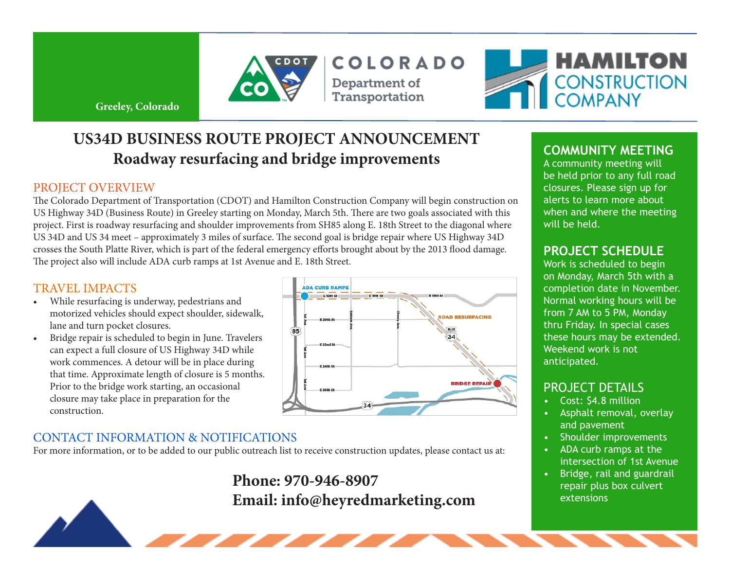Greeley, Colorado

COLORADO Department of Transportation

HAMILTON CONSTRUCTION COMPANY

# US34D BUSINESS ROUTE PROJECT ANNOUNCEMENT

## Roadway resurfacing and bridge improvements

### PROJECT OVERVIEW

The Colorado Department of Transportation (CDOT) and Hamilton Construction Company will begin construction on US Highway 34D (Business Route) in Greeley starting on Monday, March 5th. There are two goals associated with this project. First is roadway resurfacing and shoulder improvements from SH85 along E. 18th Street to the diagonal where US 34D and US 34 meet – approximately 3 miles of surface. The second goal is bridge repair where US Highway 34D crosses the South Platte River, which is part of the federal emergency efforts brought about by the 2013 flood damage. The project also will include ADA curb ramps at 1st Avenue and E. 18th Street.

### TRAVEL IMPACTS

- While resurfacing is underway, pedestrians and motorized vehicles should expect shoulder, sidewalk, lane and turn pocket closures.
- Bridge repair is scheduled to begin in June. Travelers can expect a full closure of US Highway 34D while work commences. A detour will be in place during that time. Approximate length of closure is 5 months. Prior to the bridge work starting, an occasional closure may take place in preparation for the construction.

### CONTACT INFORMATION & NOTIFICATIONS

For more information, or to be added to our public outreach list to receive construction updates, please contact us at:

**Phone: 970-946-8907**
**Email: info@heyredmarketing.com**

### COMMUNITY MEETING

A community meeting will be held prior to any full road closures. Please sign up for alerts to learn more about when and where the meeting will be held.

### PROJECT SCHEDULE

Work is scheduled to begin on Monday, March 5th with a completion date in November. Normal working hours will be from 7 AM to 5 PM, Monday thru Friday. In special cases these hours may be extended. Weekend work is not anticipated.

### PROJECT DETAILS

- Cost: $4.8 million
- Asphalt removal, overlay and pavement
- Shoulder improvements
- ADA curb ramps at the intersection of 1st Avenue
- Bridge, rail and guardrail repair plus box culvert extensions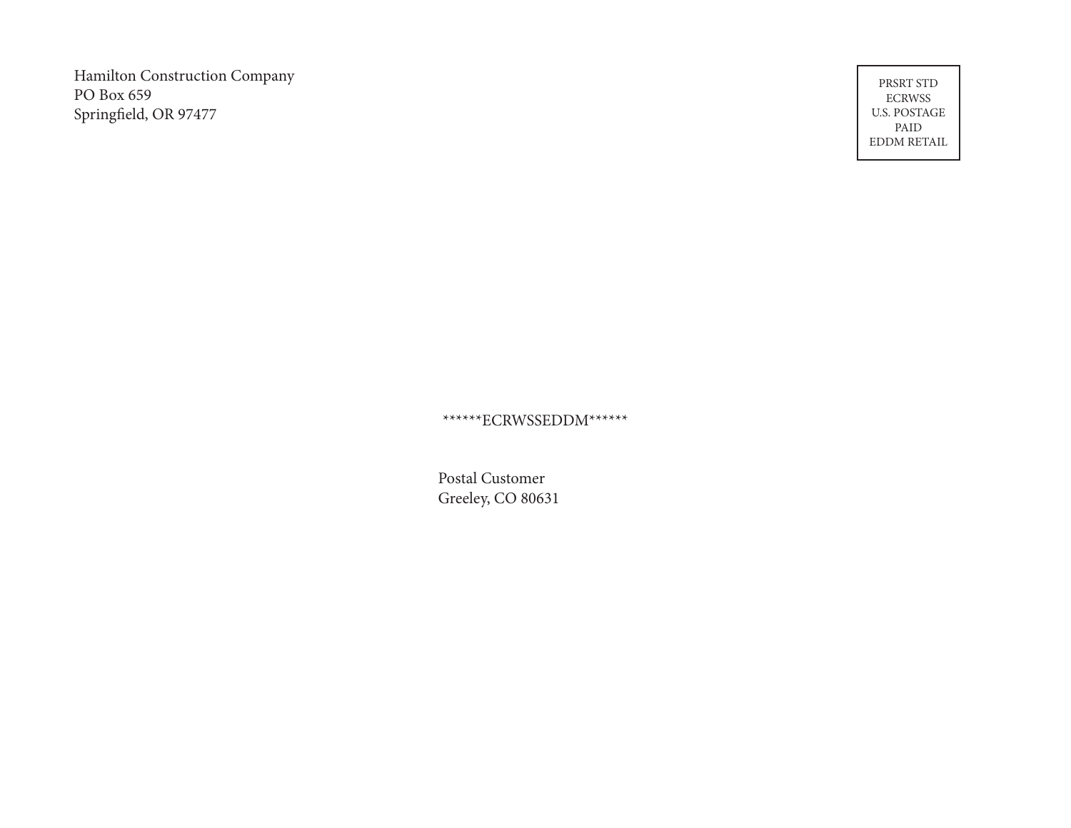Hamilton Construction Company
PO Box 659
Springfield, OR 97477

PRSRT STD
ECRWSS
U.S. POSTAGE
PAID
EDDM RETAIL

******ECRWSSEDDM******

Postal Customer
Greeley, CO 80631